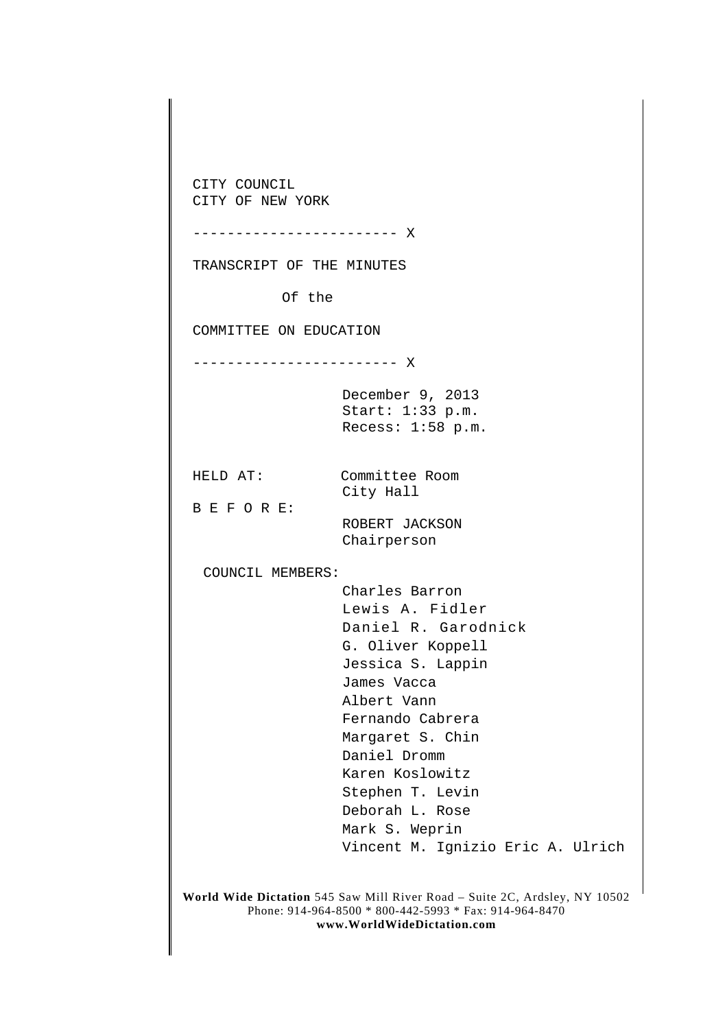CITY COUNCIL
CITY OF NEW YORK

------------------------ X

TRANSCRIPT OF THE MINUTES

Of the

COMMITTEE ON EDUCATION

------------------------ X

December 9, 2013
Start: 1:33 p.m.
Recess: 1:58 p.m.

HELD AT: Committee Room
City Hall

B E F O R E:
ROBERT JACKSON
Chairperson

COUNCIL MEMBERS:

Charles Barron
Lewis A. Fidler
Daniel R. Garodnick
G. Oliver Koppell
Jessica S. Lappin
James Vacca
Albert Vann
Fernando Cabrera
Margaret S. Chin
Daniel Dromm
Karen Koslowitz
Stephen T. Levin
Deborah L. Rose
Mark S. Weprin
Vincent M. Ignizio Eric A. Ulrich

**World Wide Dictation** 545 Saw Mill River Road – Suite 2C, Ardsley, NY 10502
Phone: 914-964-8500 * 800-442-5993 * Fax: 914-964-8470
**www.WorldWideDictation.com**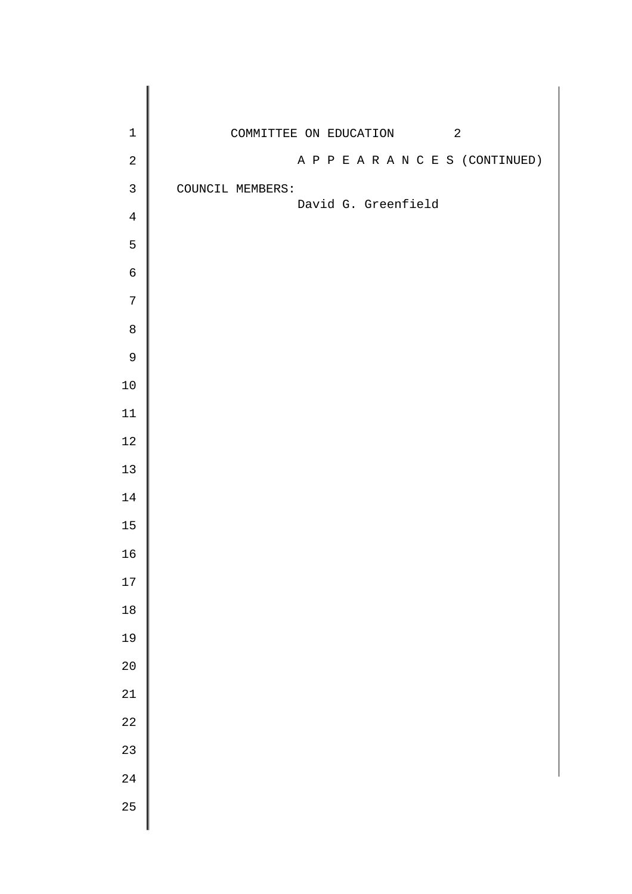A P P E A R A N C E S (CONTINUED)

COUNCIL MEMBERS:

David G. Greenfield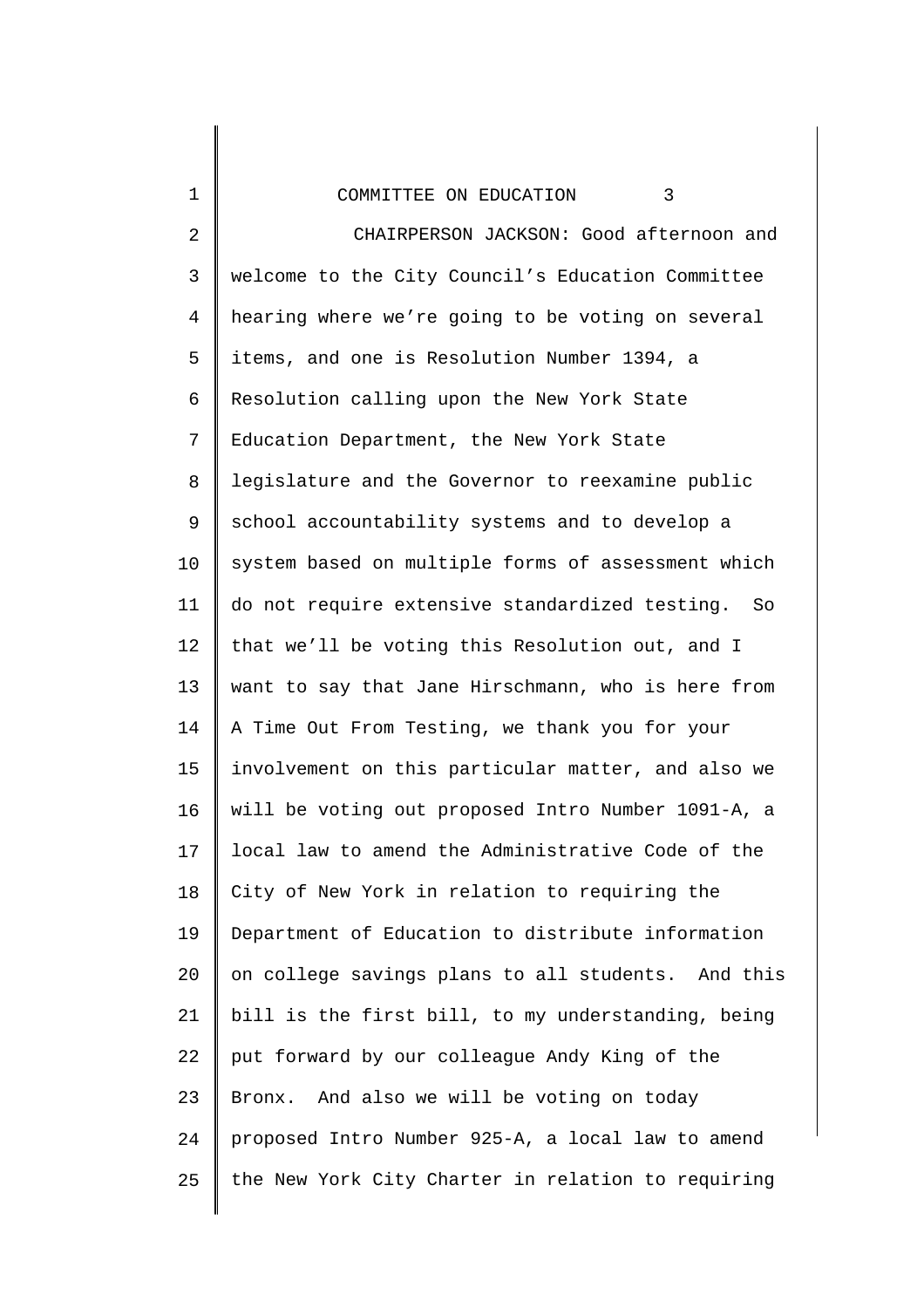CHAIRPERSON JACKSON: Good afternoon and welcome to the City Council's Education Committee hearing where we're going to be voting on several items, and one is Resolution Number 1394, a Resolution calling upon the New York State Education Department, the New York State legislature and the Governor to reexamine public school accountability systems and to develop a system based on multiple forms of assessment which do not require extensive standardized testing. So that we'll be voting this Resolution out, and I want to say that Jane Hirschmann, who is here from A Time Out From Testing, we thank you for your involvement on this particular matter, and also we will be voting out proposed Intro Number 1091-A, a local law to amend the Administrative Code of the City of New York in relation to requiring the Department of Education to distribute information on college savings plans to all students. And this bill is the first bill, to my understanding, being put forward by our colleague Andy King of the Bronx. And also we will be voting on today proposed Intro Number 925-A, a local law to amend the New York City Charter in relation to requiring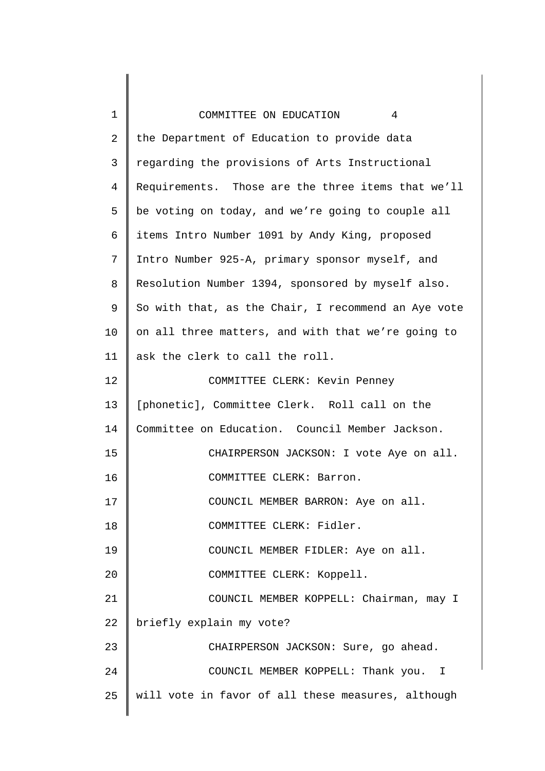the Department of Education to provide data regarding the provisions of Arts Instructional Requirements. Those are the three items that we'll be voting on today, and we're going to couple all items Intro Number 1091 by Andy King, proposed Intro Number 925-A, primary sponsor myself, and Resolution Number 1394, sponsored by myself also. So with that, as the Chair, I recommend an Aye vote on all three matters, and with that we're going to ask the clerk to call the roll.

COMMITTEE CLERK: Kevin Penney [phonetic], Committee Clerk. Roll call on the Committee on Education. Council Member Jackson.

CHAIRPERSON JACKSON: I vote Aye on all.

COMMITTEE CLERK: Barron.

COUNCIL MEMBER BARRON: Aye on all.

COMMITTEE CLERK: Fidler.

COUNCIL MEMBER FIDLER: Aye on all.

COMMITTEE CLERK: Koppell.

COUNCIL MEMBER KOPPELL: Chairman, may I briefly explain my vote?

CHAIRPERSON JACKSON: Sure, go ahead.

COUNCIL MEMBER KOPPELL: Thank you. I will vote in favor of all these measures, although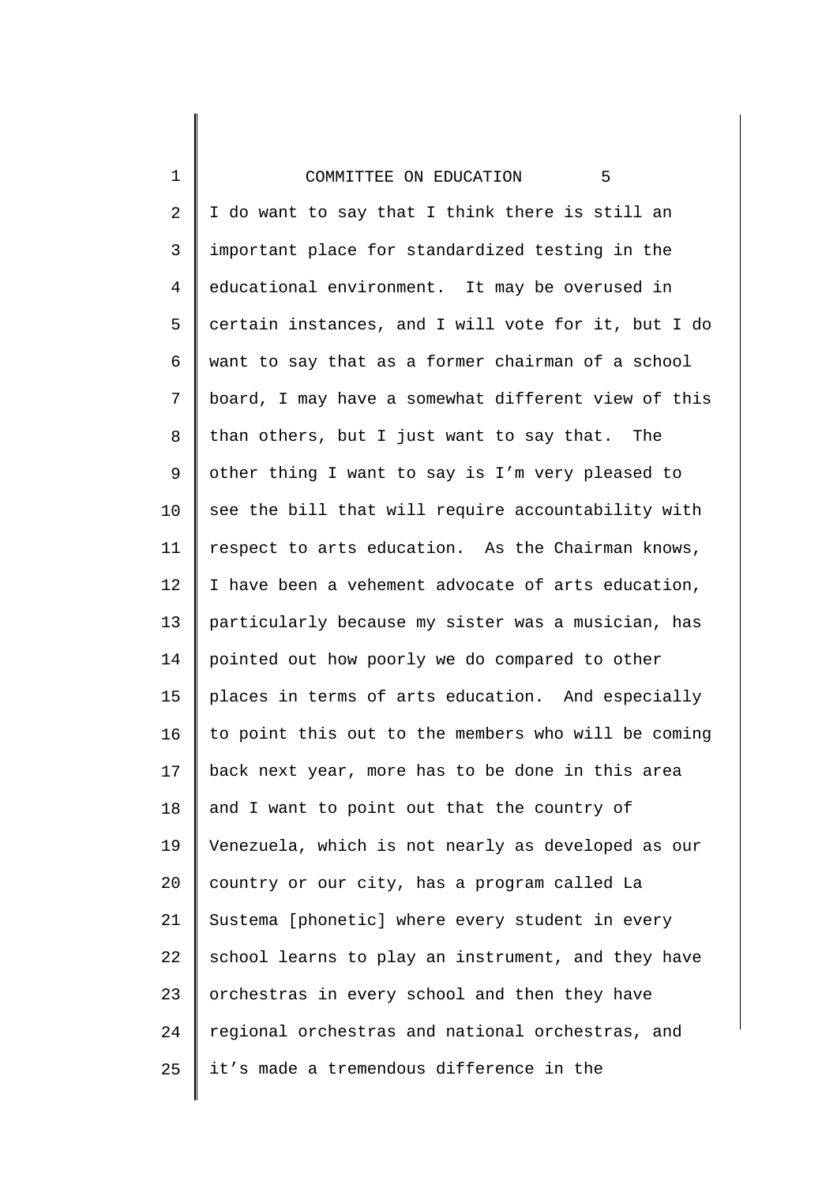I do want to say that I think there is still an important place for standardized testing in the educational environment. It may be overused in certain instances, and I will vote for it, but I do want to say that as a former chairman of a school board, I may have a somewhat different view of this than others, but I just want to say that. The other thing I want to say is I'm very pleased to see the bill that will require accountability with respect to arts education. As the Chairman knows, I have been a vehement advocate of arts education, particularly because my sister was a musician, has pointed out how poorly we do compared to other places in terms of arts education. And especially to point this out to the members who will be coming back next year, more has to be done in this area and I want to point out that the country of Venezuela, which is not nearly as developed as our country or our city, has a program called La Sustema [phonetic] where every student in every school learns to play an instrument, and they have orchestras in every school and then they have regional orchestras and national orchestras, and it's made a tremendous difference in the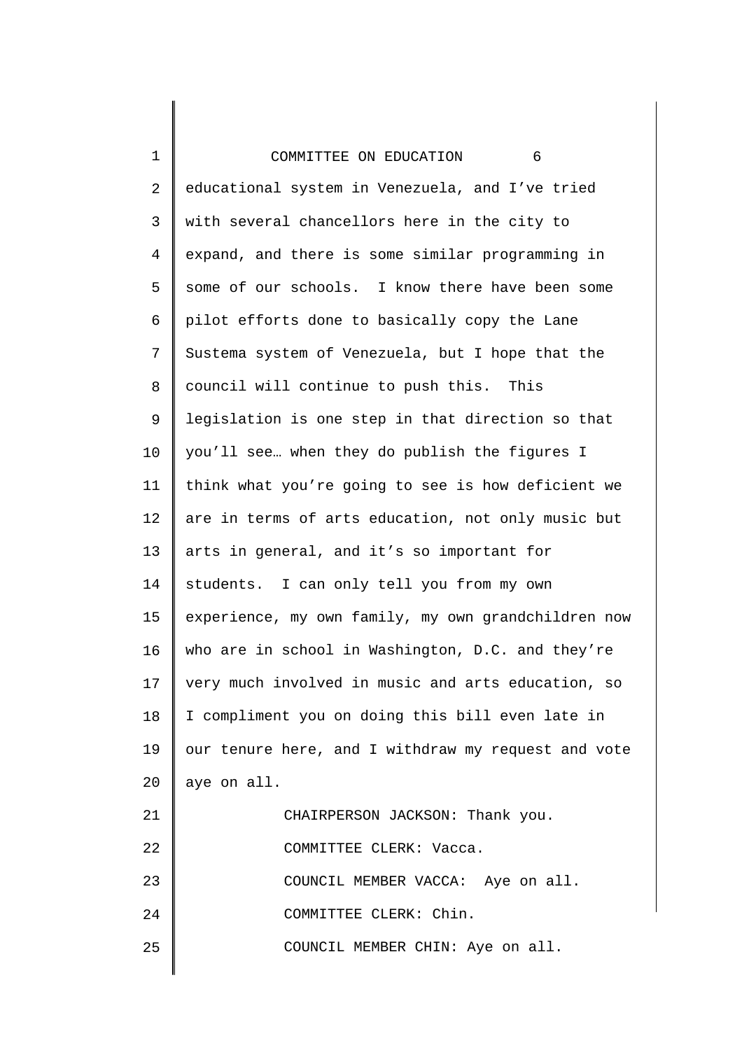educational system in Venezuela, and I've tried with several chancellors here in the city to expand, and there is some similar programming in some of our schools. I know there have been some pilot efforts done to basically copy the Lane Sustema system of Venezuela, but I hope that the council will continue to push this. This legislation is one step in that direction so that you'll see… when they do publish the figures I think what you're going to see is how deficient we are in terms of arts education, not only music but arts in general, and it's so important for students. I can only tell you from my own experience, my own family, my own grandchildren now who are in school in Washington, D.C. and they're very much involved in music and arts education, so I compliment you on doing this bill even late in our tenure here, and I withdraw my request and vote aye on all.

CHAIRPERSON JACKSON: Thank you.

COMMITTEE CLERK: Vacca.

COUNCIL MEMBER VACCA: Aye on all.

COMMITTEE CLERK: Chin.

COUNCIL MEMBER CHIN: Aye on all.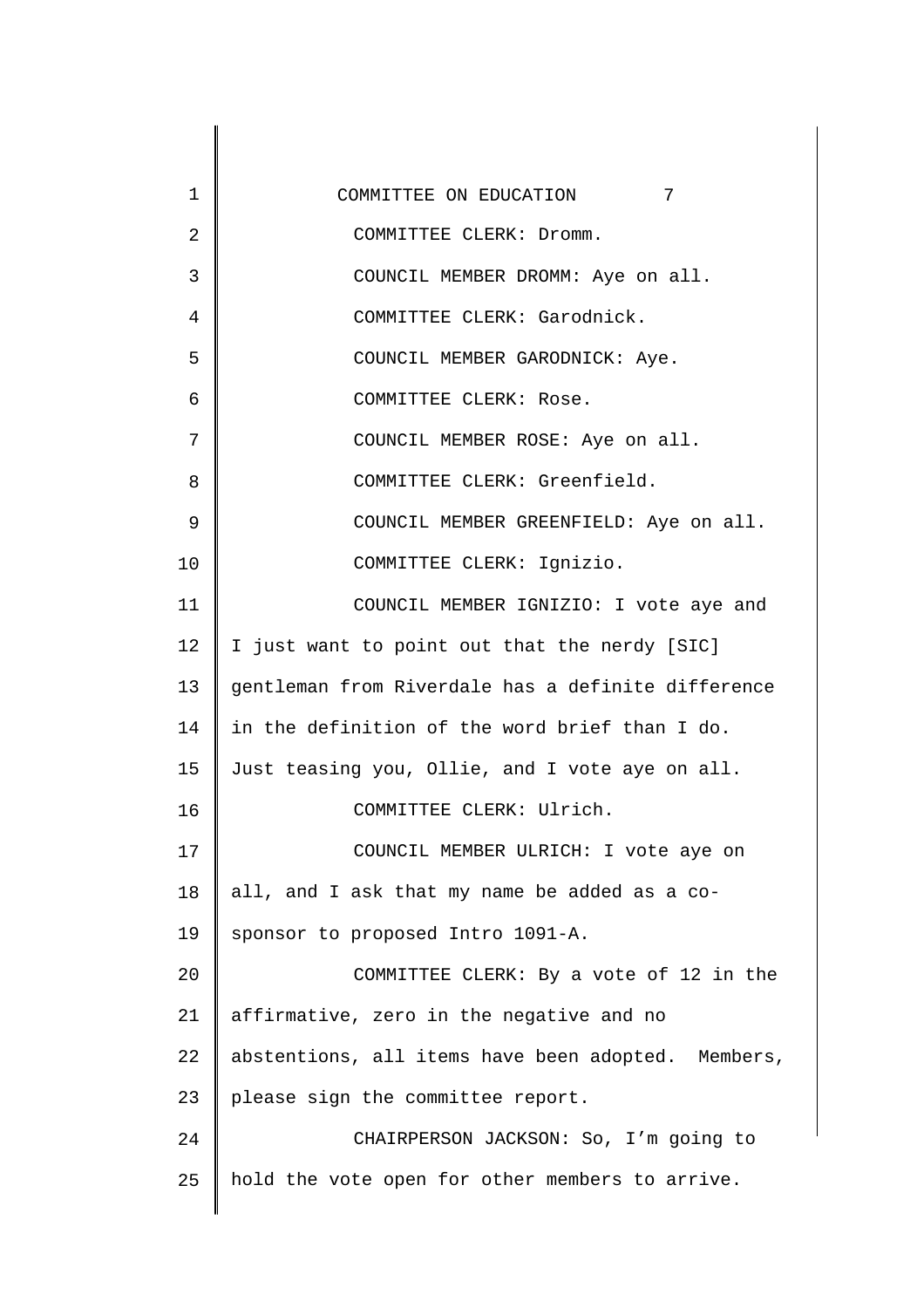COMMITTEE CLERK: Dromm.

COUNCIL MEMBER DROMM: Aye on all.

COMMITTEE CLERK: Garodnick.

COUNCIL MEMBER GARODNICK: Aye.

COMMITTEE CLERK: Rose.

COUNCIL MEMBER ROSE: Aye on all.

COMMITTEE CLERK: Greenfield.

COUNCIL MEMBER GREENFIELD: Aye on all.

COMMITTEE CLERK: Ignizio.

COUNCIL MEMBER IGNIZIO: I vote aye and I just want to point out that the nerdy [SIC] gentleman from Riverdale has a definite difference in the definition of the word brief than I do. Just teasing you, Ollie, and I vote aye on all.

COMMITTEE CLERK: Ulrich.

COUNCIL MEMBER ULRICH: I vote aye on all, and I ask that my name be added as a co-sponsor to proposed Intro 1091-A.

COMMITTEE CLERK: By a vote of 12 in the affirmative, zero in the negative and no abstentions, all items have been adopted. Members, please sign the committee report.

CHAIRPERSON JACKSON: So, I'm going to hold the vote open for other members to arrive.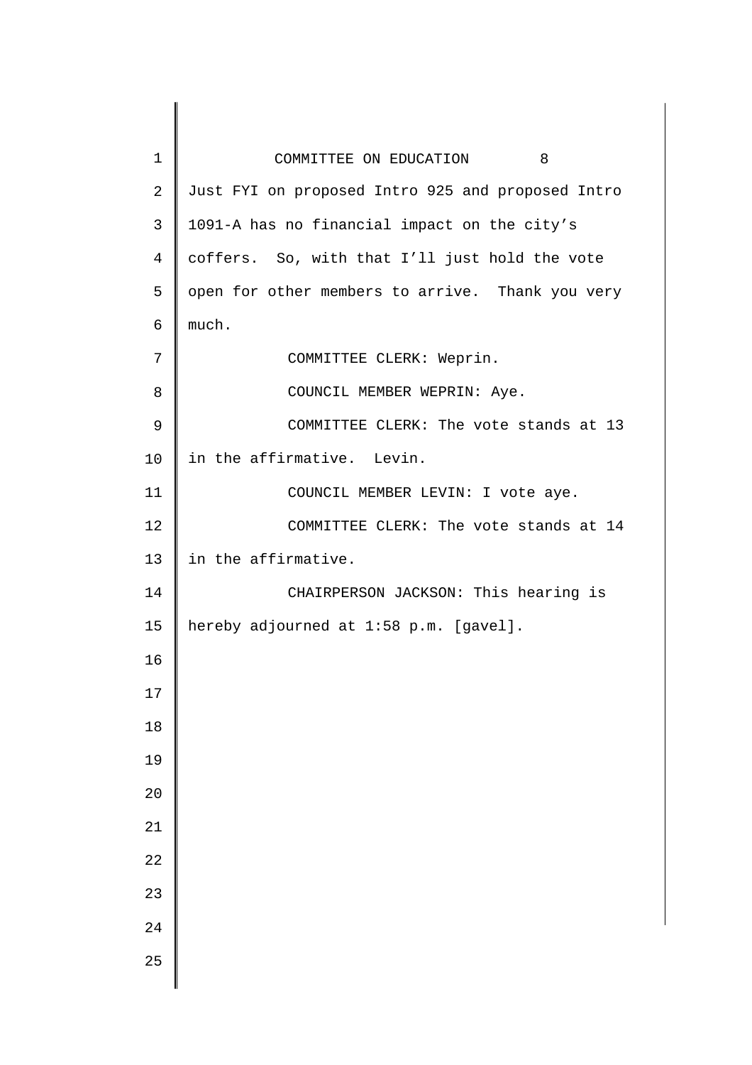Just FYI on proposed Intro 925 and proposed Intro 1091-A has no financial impact on the city's coffers. So, with that I'll just hold the vote open for other members to arrive. Thank you very much.

COMMITTEE CLERK: Weprin.

COUNCIL MEMBER WEPRIN: Aye.

COMMITTEE CLERK: The vote stands at 13 in the affirmative. Levin.

COUNCIL MEMBER LEVIN: I vote aye.

COMMITTEE CLERK: The vote stands at 14 in the affirmative.

CHAIRPERSON JACKSON: This hearing is hereby adjourned at 1:58 p.m. [gavel].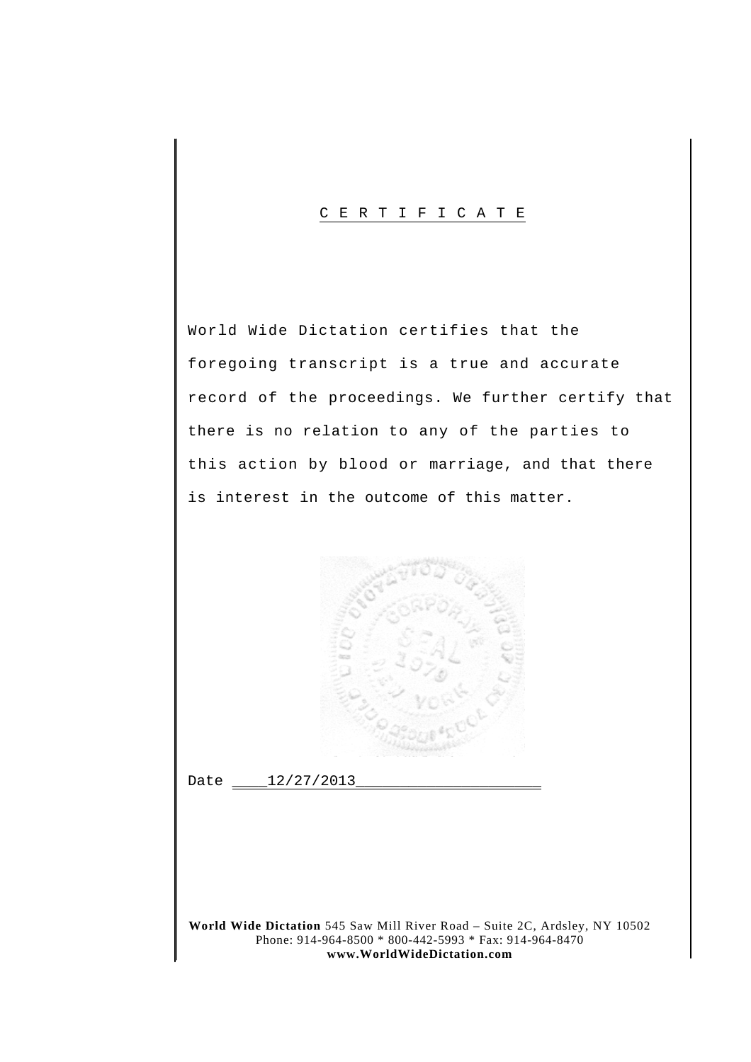# C E R T I F I C A T E

World Wide Dictation certifies that the foregoing transcript is a true and accurate record of the proceedings. We further certify that there is no relation to any of the parties to this action by blood or marriage, and that there is interest in the outcome of this matter.

Date ____12/27/2013______________________

**World Wide Dictation** 545 Saw Mill River Road – Suite 2C, Ardsley, NY 10502
Phone: 914-964-8500 * 800-442-5993 * Fax: 914-964-8470
**www.WorldWideDictation.com**